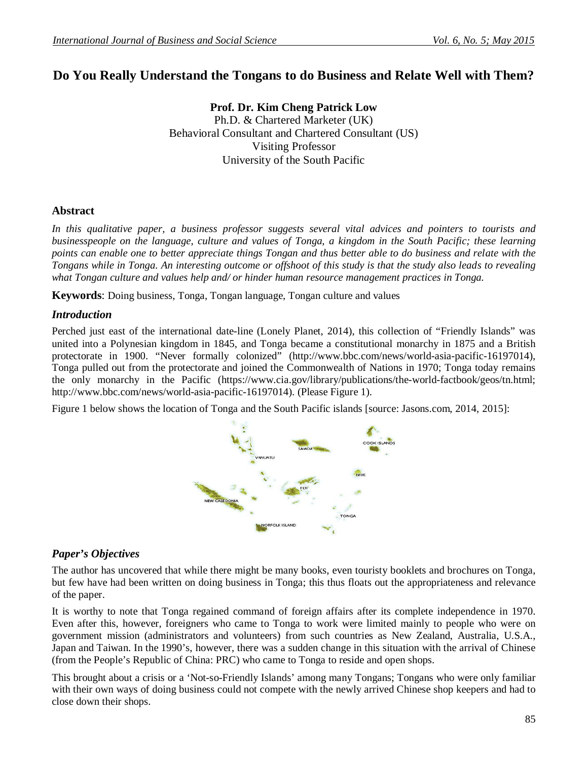# Do You Really Understand the Tongans to do Business and Relate Well with Them?

**Prof. Dr. Kim Cheng Patrick Low**
Ph.D. & Chartered Marketer (UK)
Behavioral Consultant and Chartered Consultant (US)
Visiting Professor
University of the South Pacific

## Abstract

*In this qualitative paper, a business professor suggests several vital advices and pointers to tourists and businesspeople on the language, culture and values of Tonga, a kingdom in the South Pacific; these learning points can enable one to better appreciate things Tongan and thus better able to do business and relate with the Tongans while in Tonga. An interesting outcome or offshoot of this study is that the study also leads to revealing what Tongan culture and values help and/ or hinder human resource management practices in Tonga.*

**Keywords**: Doing business, Tonga, Tongan language, Tongan culture and values

## *Introduction*

Perched just east of the international date-line (Lonely Planet, 2014), this collection of "Friendly Islands" was united into a Polynesian kingdom in 1845, and Tonga became a constitutional monarchy in 1875 and a British protectorate in 1900. "Never formally colonized" (http://www.bbc.com/news/world-asia-pacific-16197014), Tonga pulled out from the protectorate and joined the Commonwealth of Nations in 1970; Tonga today remains the only monarchy in the Pacific (https://www.cia.gov/library/publications/the-world-factbook/geos/tn.html; http://www.bbc.com/news/world-asia-pacific-16197014). (Please Figure 1).

Figure 1 below shows the location of Tonga and the South Pacific islands [source: Jasons.com, 2014, 2015]:

## *Paper's Objectives*

The author has uncovered that while there might be many books, even touristy booklets and brochures on Tonga, but few have had been written on doing business in Tonga; this thus floats out the appropriateness and relevance of the paper.

It is worthy to note that Tonga regained command of foreign affairs after its complete independence in 1970. Even after this, however, foreigners who came to Tonga to work were limited mainly to people who were on government mission (administrators and volunteers) from such countries as New Zealand, Australia, U.S.A., Japan and Taiwan. In the 1990's, however, there was a sudden change in this situation with the arrival of Chinese (from the People's Republic of China: PRC) who came to Tonga to reside and open shops.

This brought about a crisis or a 'Not-so-Friendly Islands' among many Tongans; Tongans who were only familiar with their own ways of doing business could not compete with the newly arrived Chinese shop keepers and had to close down their shops.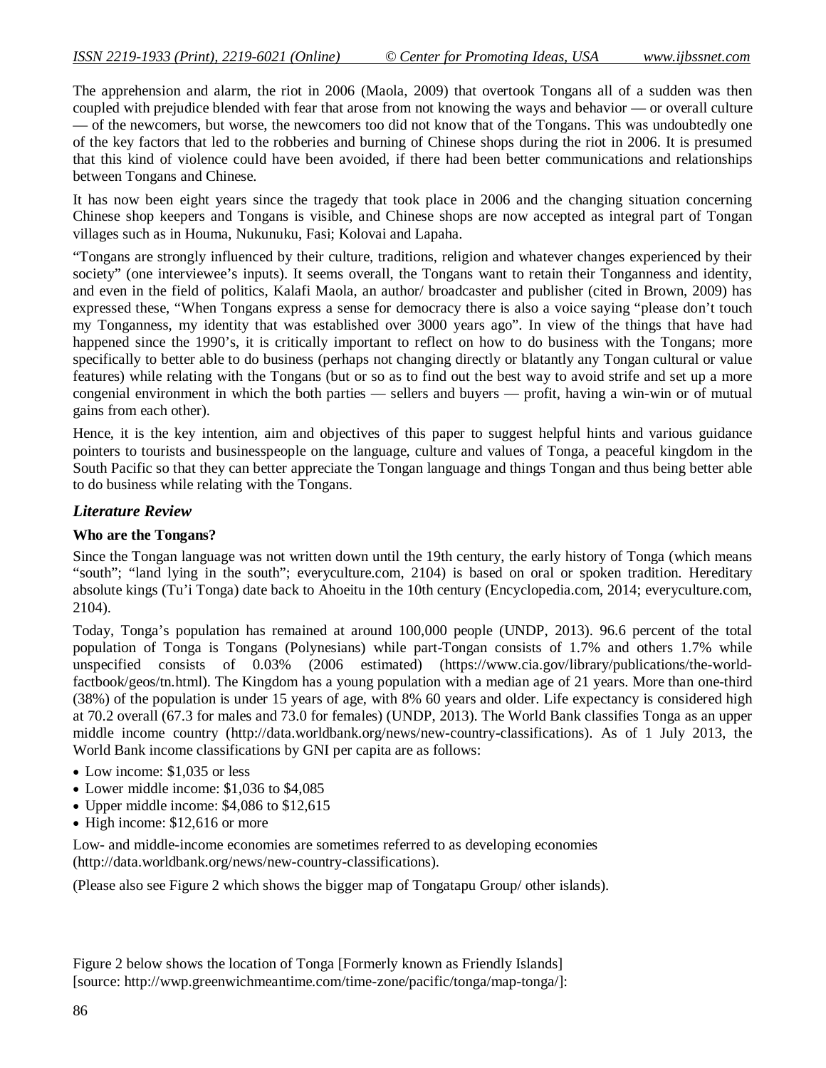The apprehension and alarm, the riot in 2006 (Maola, 2009) that overtook Tongans all of a sudden was then coupled with prejudice blended with fear that arose from not knowing the ways and behavior — or overall culture — of the newcomers, but worse, the newcomers too did not know that of the Tongans. This was undoubtedly one of the key factors that led to the robberies and burning of Chinese shops during the riot in 2006. It is presumed that this kind of violence could have been avoided, if there had been better communications and relationships between Tongans and Chinese.

It has now been eight years since the tragedy that took place in 2006 and the changing situation concerning Chinese shop keepers and Tongans is visible, and Chinese shops are now accepted as integral part of Tongan villages such as in Houma, Nukunuku, Fasi; Kolovai and Lapaha.

"Tongans are strongly influenced by their culture, traditions, religion and whatever changes experienced by their society" (one interviewee's inputs). It seems overall, the Tongans want to retain their Tonganness and identity, and even in the field of politics, Kalafi Maola, an author/ broadcaster and publisher (cited in Brown, 2009) has expressed these, "When Tongans express a sense for democracy there is also a voice saying "please don't touch my Tonganness, my identity that was established over 3000 years ago". In view of the things that have had happened since the 1990's, it is critically important to reflect on how to do business with the Tongans; more specifically to better able to do business (perhaps not changing directly or blatantly any Tongan cultural or value features) while relating with the Tongans (but or so as to find out the best way to avoid strife and set up a more congenial environment in which the both parties — sellers and buyers — profit, having a win-win or of mutual gains from each other).

Hence, it is the key intention, aim and objectives of this paper to suggest helpful hints and various guidance pointers to tourists and businesspeople on the language, culture and values of Tonga, a peaceful kingdom in the South Pacific so that they can better appreciate the Tongan language and things Tongan and thus being better able to do business while relating with the Tongans.

## *Literature Review*

### Who are the Tongans?

Since the Tongan language was not written down until the 19th century, the early history of Tonga (which means "south"; "land lying in the south"; everyculture.com, 2104) is based on oral or spoken tradition. Hereditary absolute kings (Tu'i Tonga) date back to Ahoeitu in the 10th century (Encyclopedia.com, 2014; everyculture.com, 2104).

Today, Tonga's population has remained at around 100,000 people (UNDP, 2013). 96.6 percent of the total population of Tonga is Tongans (Polynesians) while part-Tongan consists of 1.7% and others 1.7% while unspecified consists of 0.03% (2006 estimated) (https://www.cia.gov/library/publications/the-world-factbook/geos/tn.html). The Kingdom has a young population with a median age of 21 years. More than one-third (38%) of the population is under 15 years of age, with 8% 60 years and older. Life expectancy is considered high at 70.2 overall (67.3 for males and 73.0 for females) (UNDP, 2013). The World Bank classifies Tonga as an upper middle income country (http://data.worldbank.org/news/new-country-classifications). As of 1 July 2013, the World Bank income classifications by GNI per capita are as follows:

- Low income: $1,035 or less
- Lower middle income: $1,036 to $4,085
- Upper middle income: $4,086 to $12,615
- High income: $12,616 or more

Low- and middle-income economies are sometimes referred to as developing economies (http://data.worldbank.org/news/new-country-classifications).

(Please also see Figure 2 which shows the bigger map of Tongatapu Group/ other islands).

Figure 2 below shows the location of Tonga [Formerly known as Friendly Islands] [source: http://wwp.greenwichmeantime.com/time-zone/pacific/tonga/map-tonga/]: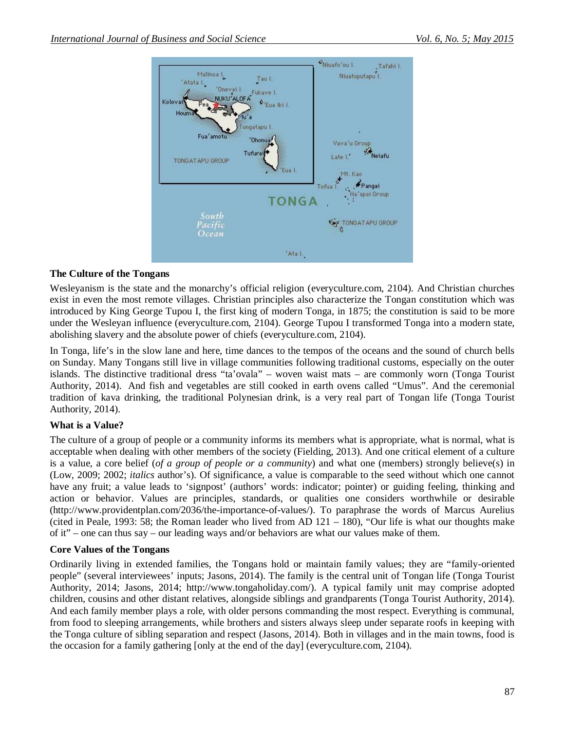**The Culture of the Tongans**

Wesleyanism is the state and the monarchy's official religion (everyculture.com, 2104). And Christian churches exist in even the most remote villages. Christian principles also characterize the Tongan constitution which was introduced by King George Tupou I, the first king of modern Tonga, in 1875; the constitution is said to be more under the Wesleyan influence (everyculture.com, 2104). George Tupou I transformed Tonga into a modern state, abolishing slavery and the absolute power of chiefs (everyculture.com, 2104).

In Tonga, life's in the slow lane and here, time dances to the tempos of the oceans and the sound of church bells on Sunday. Many Tongans still live in village communities following traditional customs, especially on the outer islands. The distinctive traditional dress "ta'ovala" – woven waist mats – are commonly worn (Tonga Tourist Authority, 2014). And fish and vegetables are still cooked in earth ovens called "Umus". And the ceremonial tradition of kava drinking, the traditional Polynesian drink, is a very real part of Tongan life (Tonga Tourist Authority, 2014).

**What is a Value?**

The culture of a group of people or a community informs its members what is appropriate, what is normal, what is acceptable when dealing with other members of the society (Fielding, 2013). And one critical element of a culture is a value, a core belief (*of a group of people or a community*) and what one (members) strongly believe(s) in (Low, 2009; 2002; *italics* author's). Of significance, a value is comparable to the seed without which one cannot have any fruit; a value leads to 'signpost' (authors' words: indicator; pointer) or guiding feeling, thinking and action or behavior. Values are principles, standards, or qualities one considers worthwhile or desirable (http://www.providentplan.com/2036/the-importance-of-values/). To paraphrase the words of Marcus Aurelius (cited in Peale, 1993: 58; the Roman leader who lived from AD 121 – 180), "Our life is what our thoughts make of it" – one can thus say – our leading ways and/or behaviors are what our values make of them.

**Core Values of the Tongans**

Ordinarily living in extended families, the Tongans hold or maintain family values; they are "family-oriented people" (several interviewees' inputs; Jasons, 2014). The family is the central unit of Tongan life (Tonga Tourist Authority, 2014; Jasons, 2014; http://www.tongaholiday.com/). A typical family unit may comprise adopted children, cousins and other distant relatives, alongside siblings and grandparents (Tonga Tourist Authority, 2014). And each family member plays a role, with older persons commanding the most respect. Everything is communal, from food to sleeping arrangements, while brothers and sisters always sleep under separate roofs in keeping with the Tonga culture of sibling separation and respect (Jasons, 2014). Both in villages and in the main towns, food is the occasion for a family gathering [only at the end of the day] (everyculture.com, 2104).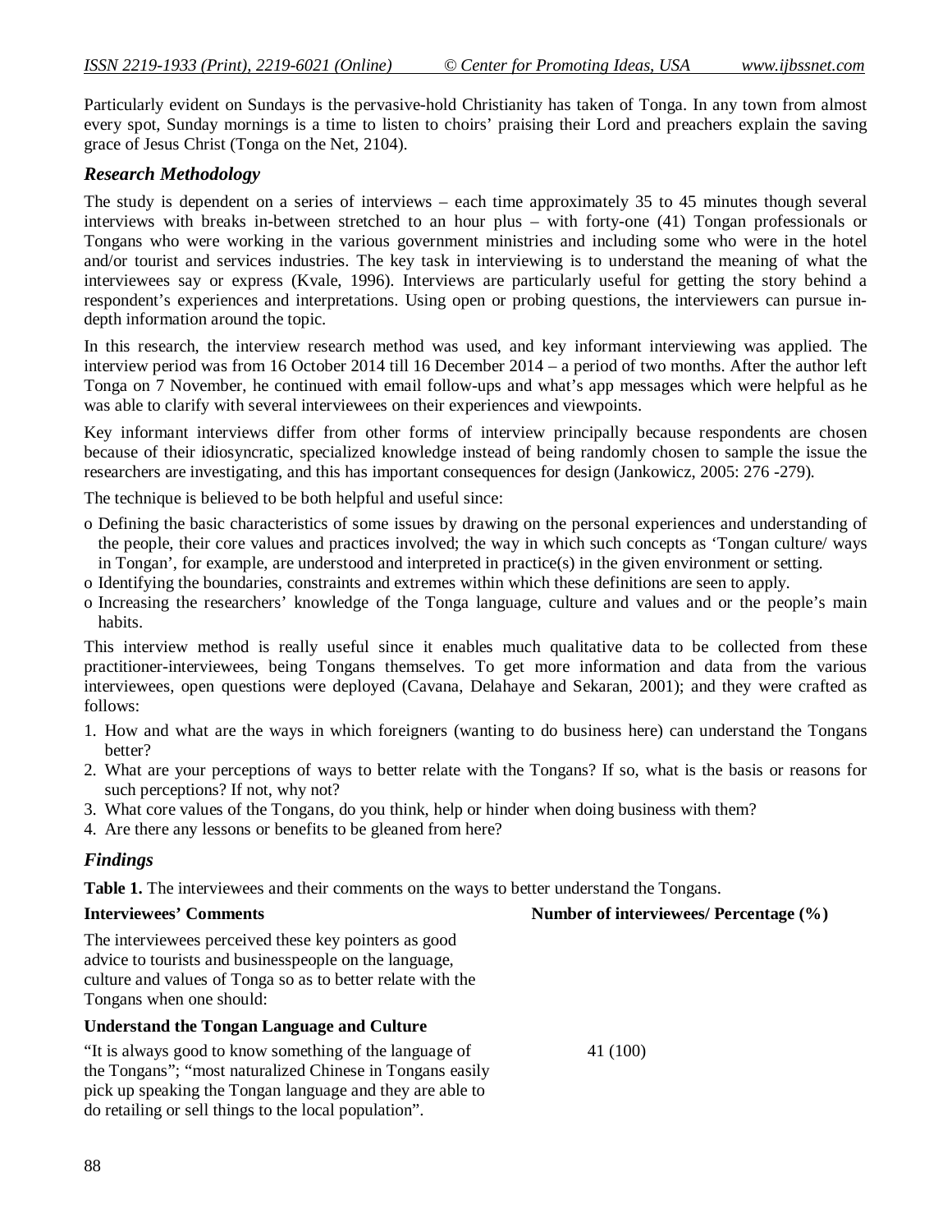Particularly evident on Sundays is the pervasive-hold Christianity has taken of Tonga. In any town from almost every spot, Sunday mornings is a time to listen to choirs' praising their Lord and preachers explain the saving grace of Jesus Christ (Tonga on the Net, 2104).

### *Research Methodology*

The study is dependent on a series of interviews – each time approximately 35 to 45 minutes though several interviews with breaks in-between stretched to an hour plus – with forty-one (41) Tongan professionals or Tongans who were working in the various government ministries and including some who were in the hotel and/or tourist and services industries. The key task in interviewing is to understand the meaning of what the interviewees say or express (Kvale, 1996). Interviews are particularly useful for getting the story behind a respondent's experiences and interpretations. Using open or probing questions, the interviewers can pursue in-depth information around the topic.

In this research, the interview research method was used, and key informant interviewing was applied. The interview period was from 16 October 2014 till 16 December 2014 – a period of two months. After the author left Tonga on 7 November, he continued with email follow-ups and what's app messages which were helpful as he was able to clarify with several interviewees on their experiences and viewpoints.

Key informant interviews differ from other forms of interview principally because respondents are chosen because of their idiosyncratic, specialized knowledge instead of being randomly chosen to sample the issue the researchers are investigating, and this has important consequences for design (Jankowicz, 2005: 276 -279).

The technique is believed to be both helpful and useful since:

- o Defining the basic characteristics of some issues by drawing on the personal experiences and understanding of the people, their core values and practices involved; the way in which such concepts as 'Tongan culture/ ways in Tongan', for example, are understood and interpreted in practice(s) in the given environment or setting.
- o Identifying the boundaries, constraints and extremes within which these definitions are seen to apply.
- o Increasing the researchers' knowledge of the Tonga language, culture and values and or the people's main habits.

This interview method is really useful since it enables much qualitative data to be collected from these practitioner-interviewees, being Tongans themselves. To get more information and data from the various interviewees, open questions were deployed (Cavana, Delahaye and Sekaran, 2001); and they were crafted as follows:

1. How and what are the ways in which foreigners (wanting to do business here) can understand the Tongans better?
2. What are your perceptions of ways to better relate with the Tongans? If so, what is the basis or reasons for such perceptions? If not, why not?
3. What core values of the Tongans, do you think, help or hinder when doing business with them?
4. Are there any lessons or benefits to be gleaned from here?

### *Findings*

**Table 1.** The interviewees and their comments on the ways to better understand the Tongans.

| **Interviewees' Comments** | **Number of interviewees/ Percentage (%)** |
|---|---|
| The interviewees perceived these key pointers as good advice to tourists and businesspeople on the language, culture and values of Tonga so as to better relate with the Tongans when one should: | |
| **Understand the Tongan Language and Culture** | |
| "It is always good to know something of the language of the Tongans"; "most naturalized Chinese in Tongans easily pick up speaking the Tongan language and they are able to do retailing or sell things to the local population". | 41 (100) |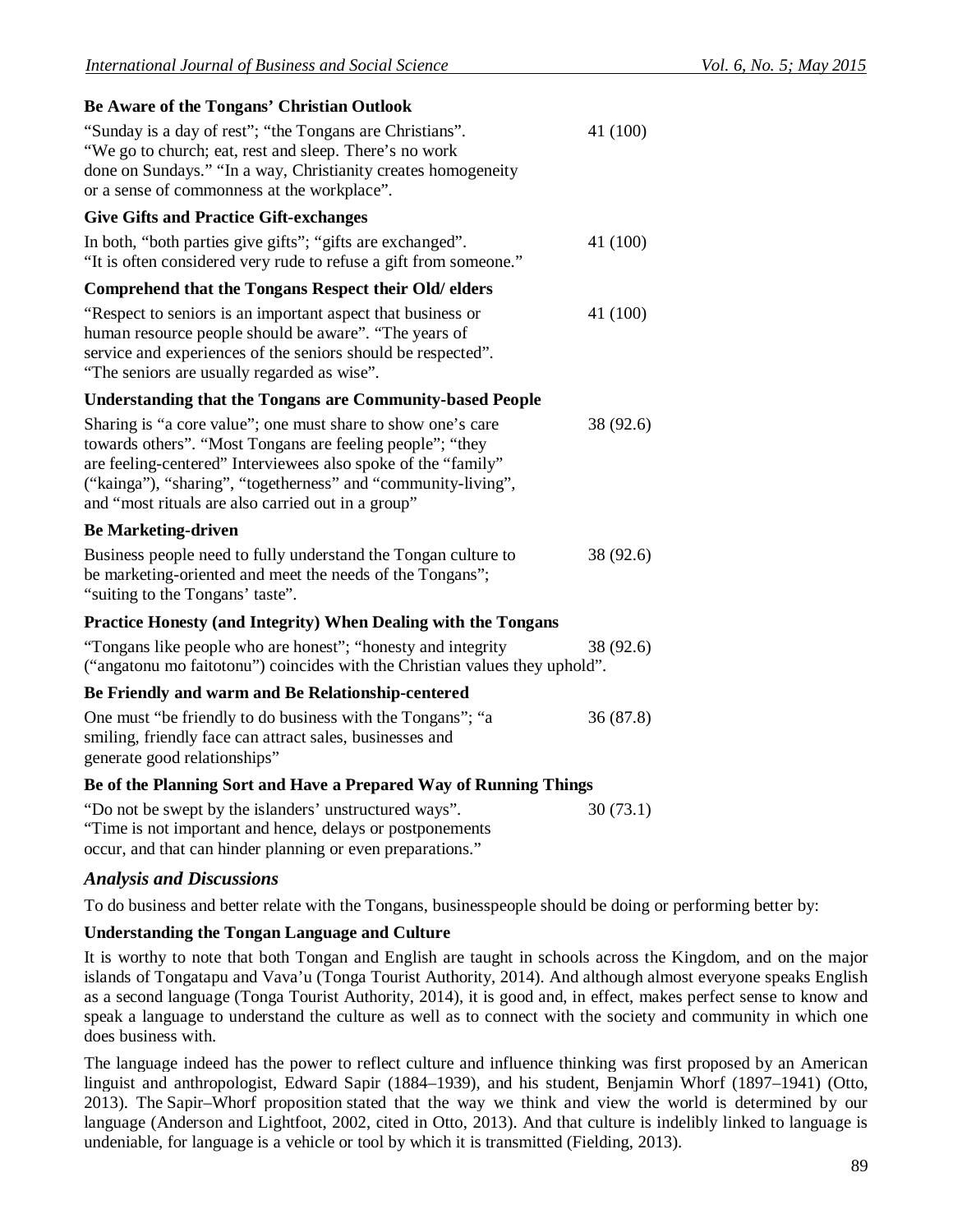| | |
|---|---|
| **Be Aware of the Tongans' Christian Outlook** | |
| "Sunday is a day of rest"; "the Tongans are Christians". "We go to church; eat, rest and sleep. There's no work done on Sundays." "In a way, Christianity creates homogeneity or a sense of commonness at the workplace". | 41 (100) |
| **Give Gifts and Practice Gift-exchanges** | |
| In both, "both parties give gifts"; "gifts are exchanged". "It is often considered very rude to refuse a gift from someone." | 41 (100) |
| **Comprehend that the Tongans Respect their Old/ elders** | |
| "Respect to seniors is an important aspect that business or human resource people should be aware". "The years of service and experiences of the seniors should be respected". "The seniors are usually regarded as wise". | 41 (100) |
| **Understanding that the Tongans are Community-based People** | |
| Sharing is "a core value"; one must share to show one's care towards others". "Most Tongans are feeling people"; "they are feeling-centered" Interviewees also spoke of the "family" ("kainga"), "sharing", "togetherness" and "community-living", and "most rituals are also carried out in a group" | 38 (92.6) |
| **Be Marketing-driven** | |
| Business people need to fully understand the Tongan culture to be marketing-oriented and meet the needs of the Tongans"; "suiting to the Tongans' taste". | 38 (92.6) |
| **Practice Honesty (and Integrity) When Dealing with the Tongans** | |
| "Tongans like people who are honest"; "honesty and integrity ("angatonu mo faitotonu") coincides with the Christian values they uphold". | 38 (92.6) |
| **Be Friendly and warm and Be Relationship-centered** | |
| One must "be friendly to do business with the Tongans"; "a smiling, friendly face can attract sales, businesses and generate good relationships" | 36 (87.8) |
| **Be of the Planning Sort and Have a Prepared Way of Running Things** | |
| "Do not be swept by the islanders' unstructured ways". "Time is not important and hence, delays or postponements occur, and that can hinder planning or even preparations." | 30 (73.1) |

## *Analysis and Discussions*

To do business and better relate with the Tongans, businesspeople should be doing or performing better by:

### Understanding the Tongan Language and Culture

It is worthy to note that both Tongan and English are taught in schools across the Kingdom, and on the major islands of Tongatapu and Vava'u (Tonga Tourist Authority, 2014). And although almost everyone speaks English as a second language (Tonga Tourist Authority, 2014), it is good and, in effect, makes perfect sense to know and speak a language to understand the culture as well as to connect with the society and community in which one does business with.

The language indeed has the power to reflect culture and influence thinking was first proposed by an American linguist and anthropologist, Edward Sapir (1884–1939), and his student, Benjamin Whorf (1897–1941) (Otto, 2013). The Sapir–Whorf proposition stated that the way we think and view the world is determined by our language (Anderson and Lightfoot, 2002, cited in Otto, 2013). And that culture is indelibly linked to language is undeniable, for language is a vehicle or tool by which it is transmitted (Fielding, 2013).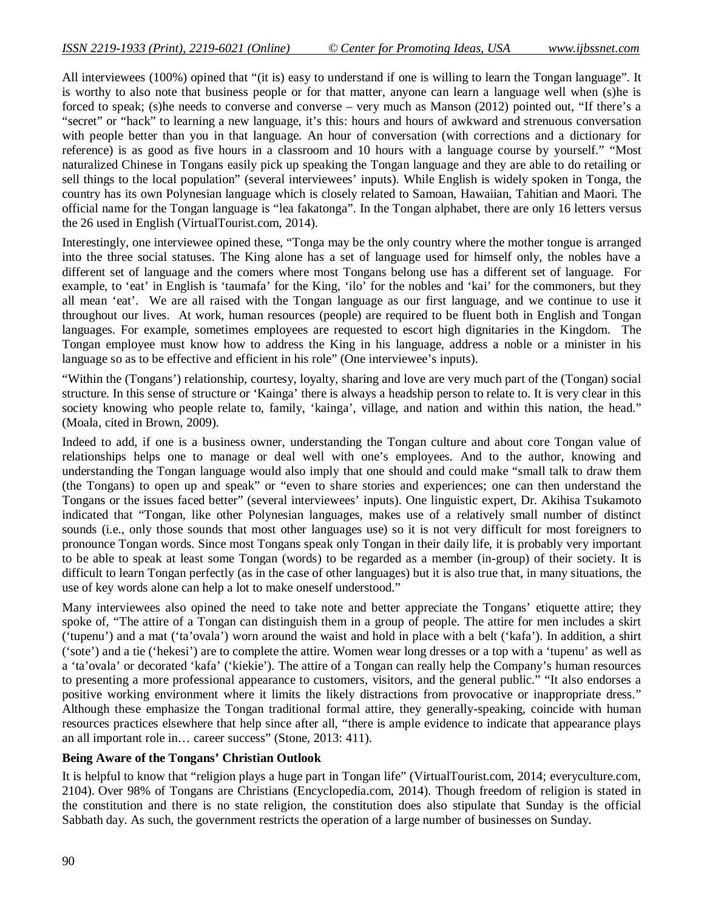All interviewees (100%) opined that "(it is) easy to understand if one is willing to learn the Tongan language". It is worthy to also note that business people or for that matter, anyone can learn a language well when (s)he is forced to speak; (s)he needs to converse and converse – very much as Manson (2012) pointed out, "If there's a "secret" or "hack" to learning a new language, it's this: hours and hours of awkward and strenuous conversation with people better than you in that language. An hour of conversation (with corrections and a dictionary for reference) is as good as five hours in a classroom and 10 hours with a language course by yourself." "Most naturalized Chinese in Tongans easily pick up speaking the Tongan language and they are able to do retailing or sell things to the local population" (several interviewees' inputs). While English is widely spoken in Tonga, the country has its own Polynesian language which is closely related to Samoan, Hawaiian, Tahitian and Maori. The official name for the Tongan language is "lea fakatonga". In the Tongan alphabet, there are only 16 letters versus the 26 used in English (VirtualTourist.com, 2014).

Interestingly, one interviewee opined these, "Tonga may be the only country where the mother tongue is arranged into the three social statuses. The King alone has a set of language used for himself only, the nobles have a different set of language and the comers where most Tongans belong use has a different set of language. For example, to 'eat' in English is 'taumafa' for the King, 'ilo' for the nobles and 'kai' for the commoners, but they all mean 'eat'. We are all raised with the Tongan language as our first language, and we continue to use it throughout our lives. At work, human resources (people) are required to be fluent both in English and Tongan languages. For example, sometimes employees are requested to escort high dignitaries in the Kingdom. The Tongan employee must know how to address the King in his language, address a noble or a minister in his language so as to be effective and efficient in his role" (One interviewee's inputs).

"Within the (Tongans') relationship, courtesy, loyalty, sharing and love are very much part of the (Tongan) social structure. In this sense of structure or 'Kainga' there is always a headship person to relate to. It is very clear in this society knowing who people relate to, family, 'kainga', village, and nation and within this nation, the head." (Moala, cited in Brown, 2009).

Indeed to add, if one is a business owner, understanding the Tongan culture and about core Tongan value of relationships helps one to manage or deal well with one's employees. And to the author, knowing and understanding the Tongan language would also imply that one should and could make "small talk to draw them (the Tongans) to open up and speak" or "even to share stories and experiences; one can then understand the Tongans or the issues faced better" (several interviewees' inputs). One linguistic expert, Dr. Akihisa Tsukamoto indicated that "Tongan, like other Polynesian languages, makes use of a relatively small number of distinct sounds (i.e., only those sounds that most other languages use) so it is not very difficult for most foreigners to pronounce Tongan words. Since most Tongans speak only Tongan in their daily life, it is probably very important to be able to speak at least some Tongan (words) to be regarded as a member (in-group) of their society. It is difficult to learn Tongan perfectly (as in the case of other languages) but it is also true that, in many situations, the use of key words alone can help a lot to make oneself understood."

Many interviewees also opined the need to take note and better appreciate the Tongans' etiquette attire; they spoke of, "The attire of a Tongan can distinguish them in a group of people. The attire for men includes a skirt ('tupenu') and a mat ('ta'ovala') worn around the waist and hold in place with a belt ('kafa'). In addition, a shirt ('sote') and a tie ('hekesi') are to complete the attire. Women wear long dresses or a top with a 'tupenu' as well as a 'ta'ovala' or decorated 'kafa' ('kiekie'). The attire of a Tongan can really help the Company's human resources to presenting a more professional appearance to customers, visitors, and the general public." "It also endorses a positive working environment where it limits the likely distractions from provocative or inappropriate dress." Although these emphasize the Tongan traditional formal attire, they generally-speaking, coincide with human resources practices elsewhere that help since after all, "there is ample evidence to indicate that appearance plays an all important role in… career success" (Stone, 2013: 411).

**Being Aware of the Tongans' Christian Outlook**

It is helpful to know that "religion plays a huge part in Tongan life" (VirtualTourist.com, 2014; everyculture.com, 2104). Over 98% of Tongans are Christians (Encyclopedia.com, 2014). Though freedom of religion is stated in the constitution and there is no state religion, the constitution does also stipulate that Sunday is the official Sabbath day. As such, the government restricts the operation of a large number of businesses on Sunday.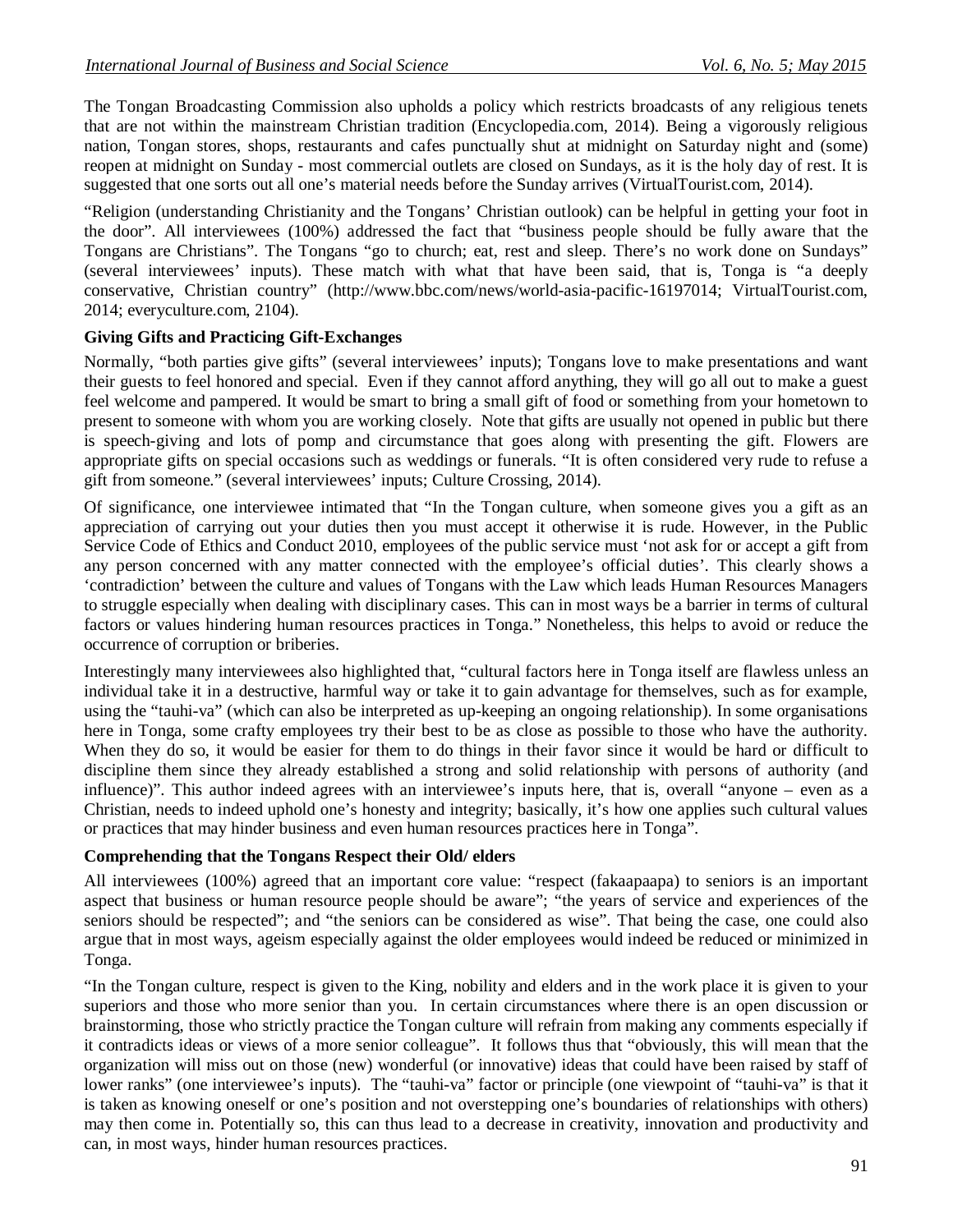The Tongan Broadcasting Commission also upholds a policy which restricts broadcasts of any religious tenets that are not within the mainstream Christian tradition (Encyclopedia.com, 2014). Being a vigorously religious nation, Tongan stores, shops, restaurants and cafes punctually shut at midnight on Saturday night and (some) reopen at midnight on Sunday - most commercial outlets are closed on Sundays, as it is the holy day of rest. It is suggested that one sorts out all one's material needs before the Sunday arrives (VirtualTourist.com, 2014).

"Religion (understanding Christianity and the Tongans' Christian outlook) can be helpful in getting your foot in the door". All interviewees (100%) addressed the fact that "business people should be fully aware that the Tongans are Christians". The Tongans "go to church; eat, rest and sleep. There's no work done on Sundays" (several interviewees' inputs). These match with what that have been said, that is, Tonga is "a deeply conservative, Christian country" (http://www.bbc.com/news/world-asia-pacific-16197014; VirtualTourist.com, 2014; everyculture.com, 2104).

**Giving Gifts and Practicing Gift-Exchanges**

Normally, "both parties give gifts" (several interviewees' inputs); Tongans love to make presentations and want their guests to feel honored and special. Even if they cannot afford anything, they will go all out to make a guest feel welcome and pampered. It would be smart to bring a small gift of food or something from your hometown to present to someone with whom you are working closely. Note that gifts are usually not opened in public but there is speech-giving and lots of pomp and circumstance that goes along with presenting the gift. Flowers are appropriate gifts on special occasions such as weddings or funerals. "It is often considered very rude to refuse a gift from someone." (several interviewees' inputs; Culture Crossing, 2014).

Of significance, one interviewee intimated that "In the Tongan culture, when someone gives you a gift as an appreciation of carrying out your duties then you must accept it otherwise it is rude. However, in the Public Service Code of Ethics and Conduct 2010, employees of the public service must 'not ask for or accept a gift from any person concerned with any matter connected with the employee's official duties'. This clearly shows a 'contradiction' between the culture and values of Tongans with the Law which leads Human Resources Managers to struggle especially when dealing with disciplinary cases. This can in most ways be a barrier in terms of cultural factors or values hindering human resources practices in Tonga." Nonetheless, this helps to avoid or reduce the occurrence of corruption or briberies.

Interestingly many interviewees also highlighted that, "cultural factors here in Tonga itself are flawless unless an individual take it in a destructive, harmful way or take it to gain advantage for themselves, such as for example, using the "tauhi-va" (which can also be interpreted as up-keeping an ongoing relationship). In some organisations here in Tonga, some crafty employees try their best to be as close as possible to those who have the authority. When they do so, it would be easier for them to do things in their favor since it would be hard or difficult to discipline them since they already established a strong and solid relationship with persons of authority (and influence)". This author indeed agrees with an interviewee's inputs here, that is, overall "anyone – even as a Christian, needs to indeed uphold one's honesty and integrity; basically, it's how one applies such cultural values or practices that may hinder business and even human resources practices here in Tonga".

**Comprehending that the Tongans Respect their Old/ elders**

All interviewees (100%) agreed that an important core value: "respect (fakaapaapa) to seniors is an important aspect that business or human resource people should be aware"; "the years of service and experiences of the seniors should be respected"; and "the seniors can be considered as wise". That being the case, one could also argue that in most ways, ageism especially against the older employees would indeed be reduced or minimized in Tonga.

"In the Tongan culture, respect is given to the King, nobility and elders and in the work place it is given to your superiors and those who more senior than you. In certain circumstances where there is an open discussion or brainstorming, those who strictly practice the Tongan culture will refrain from making any comments especially if it contradicts ideas or views of a more senior colleague". It follows thus that "obviously, this will mean that the organization will miss out on those (new) wonderful (or innovative) ideas that could have been raised by staff of lower ranks" (one interviewee's inputs). The "tauhi-va" factor or principle (one viewpoint of "tauhi-va" is that it is taken as knowing oneself or one's position and not overstepping one's boundaries of relationships with others) may then come in. Potentially so, this can thus lead to a decrease in creativity, innovation and productivity and can, in most ways, hinder human resources practices.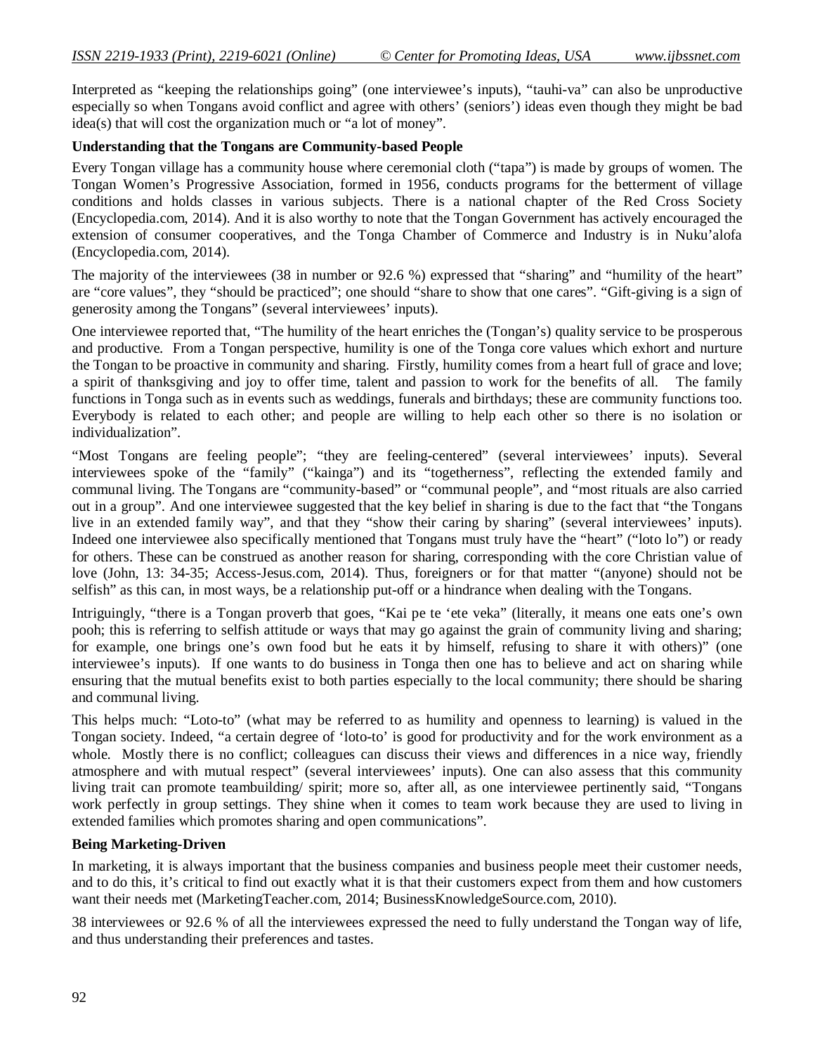Interpreted as "keeping the relationships going" (one interviewee's inputs), "tauhi-va" can also be unproductive especially so when Tongans avoid conflict and agree with others' (seniors') ideas even though they might be bad idea(s) that will cost the organization much or "a lot of money".

**Understanding that the Tongans are Community-based People**

Every Tongan village has a community house where ceremonial cloth ("tapa") is made by groups of women. The Tongan Women's Progressive Association, formed in 1956, conducts programs for the betterment of village conditions and holds classes in various subjects. There is a national chapter of the Red Cross Society (Encyclopedia.com, 2014). And it is also worthy to note that the Tongan Government has actively encouraged the extension of consumer cooperatives, and the Tonga Chamber of Commerce and Industry is in Nuku'alofa (Encyclopedia.com, 2014).

The majority of the interviewees (38 in number or 92.6 %) expressed that "sharing" and "humility of the heart" are "core values", they "should be practiced"; one should "share to show that one cares". "Gift-giving is a sign of generosity among the Tongans" (several interviewees' inputs).

One interviewee reported that, "The humility of the heart enriches the (Tongan's) quality service to be prosperous and productive. From a Tongan perspective, humility is one of the Tonga core values which exhort and nurture the Tongan to be proactive in community and sharing. Firstly, humility comes from a heart full of grace and love; a spirit of thanksgiving and joy to offer time, talent and passion to work for the benefits of all. The family functions in Tonga such as in events such as weddings, funerals and birthdays; these are community functions too. Everybody is related to each other; and people are willing to help each other so there is no isolation or individualization".

"Most Tongans are feeling people"; "they are feeling-centered" (several interviewees' inputs). Several interviewees spoke of the "family" ("kainga") and its "togetherness", reflecting the extended family and communal living. The Tongans are "community-based" or "communal people", and "most rituals are also carried out in a group". And one interviewee suggested that the key belief in sharing is due to the fact that "the Tongans live in an extended family way", and that they "show their caring by sharing" (several interviewees' inputs). Indeed one interviewee also specifically mentioned that Tongans must truly have the "heart" ("loto lo") or ready for others. These can be construed as another reason for sharing, corresponding with the core Christian value of love (John, 13: 34-35; Access-Jesus.com, 2014). Thus, foreigners or for that matter "(anyone) should not be selfish" as this can, in most ways, be a relationship put-off or a hindrance when dealing with the Tongans.

Intriguingly, "there is a Tongan proverb that goes, "Kai pe te 'ete veka" (literally, it means one eats one's own pooh; this is referring to selfish attitude or ways that may go against the grain of community living and sharing; for example, one brings one's own food but he eats it by himself, refusing to share it with others)" (one interviewee's inputs). If one wants to do business in Tonga then one has to believe and act on sharing while ensuring that the mutual benefits exist to both parties especially to the local community; there should be sharing and communal living.

This helps much: "Loto-to" (what may be referred to as humility and openness to learning) is valued in the Tongan society. Indeed, "a certain degree of 'loto-to' is good for productivity and for the work environment as a whole. Mostly there is no conflict; colleagues can discuss their views and differences in a nice way, friendly atmosphere and with mutual respect" (several interviewees' inputs). One can also assess that this community living trait can promote teambuilding/ spirit; more so, after all, as one interviewee pertinently said, "Tongans work perfectly in group settings. They shine when it comes to team work because they are used to living in extended families which promotes sharing and open communications".

**Being Marketing-Driven**

In marketing, it is always important that the business companies and business people meet their customer needs, and to do this, it's critical to find out exactly what it is that their customers expect from them and how customers want their needs met (MarketingTeacher.com, 2014; BusinessKnowledgeSource.com, 2010).

38 interviewees or 92.6 % of all the interviewees expressed the need to fully understand the Tongan way of life, and thus understanding their preferences and tastes.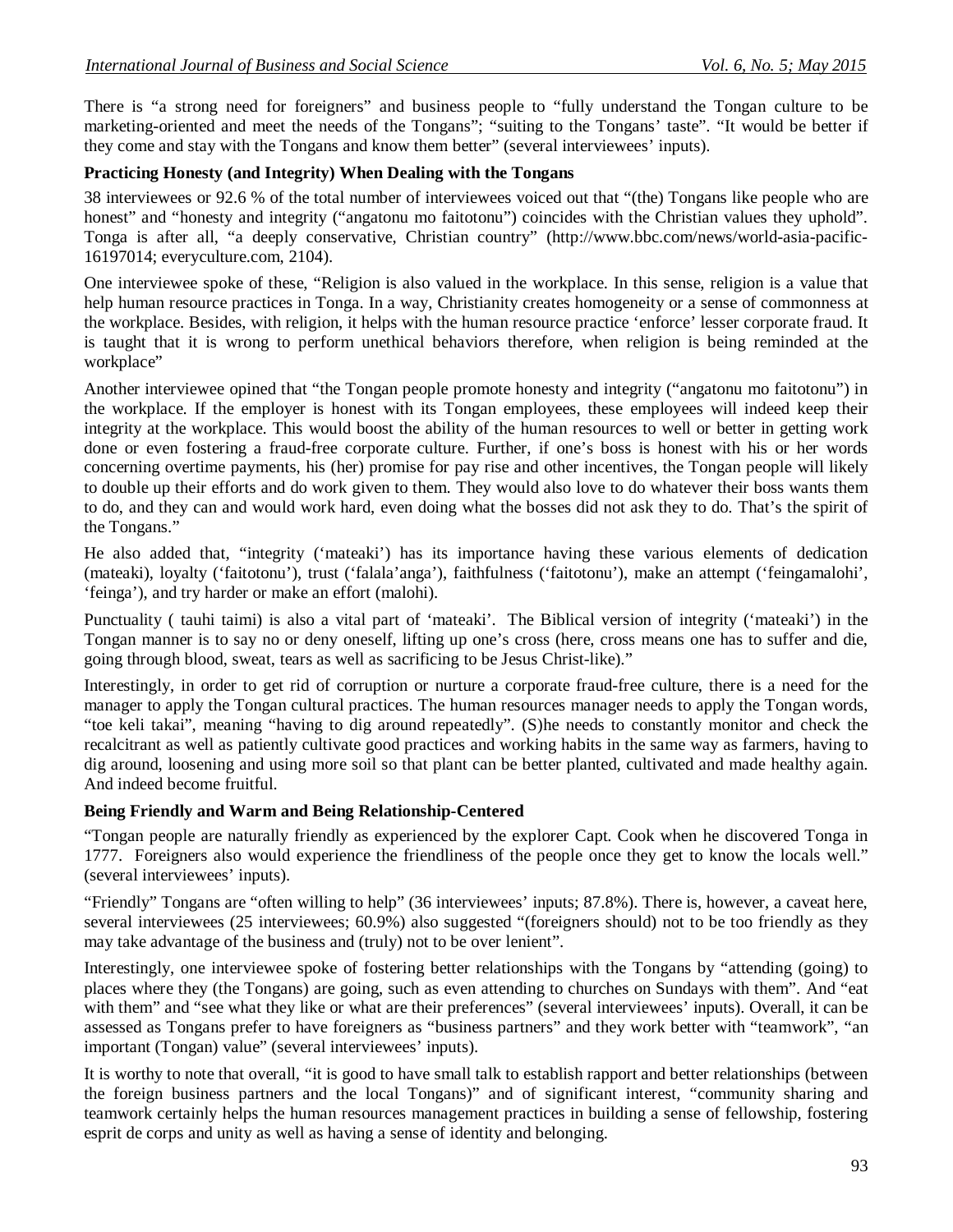There is "a strong need for foreigners" and business people to "fully understand the Tongan culture to be marketing-oriented and meet the needs of the Tongans"; "suiting to the Tongans' taste". "It would be better if they come and stay with the Tongans and know them better" (several interviewees' inputs).

### Practicing Honesty (and Integrity) When Dealing with the Tongans

38 interviewees or 92.6 % of the total number of interviewees voiced out that "(the) Tongans like people who are honest" and "honesty and integrity ("angatonu mo faitotonu") coincides with the Christian values they uphold". Tonga is after all, "a deeply conservative, Christian country" (http://www.bbc.com/news/world-asia-pacific-16197014; everyculture.com, 2104).

One interviewee spoke of these, "Religion is also valued in the workplace. In this sense, religion is a value that help human resource practices in Tonga. In a way, Christianity creates homogeneity or a sense of commonness at the workplace. Besides, with religion, it helps with the human resource practice 'enforce' lesser corporate fraud. It is taught that it is wrong to perform unethical behaviors therefore, when religion is being reminded at the workplace"

Another interviewee opined that "the Tongan people promote honesty and integrity ("angatonu mo faitotonu") in the workplace. If the employer is honest with its Tongan employees, these employees will indeed keep their integrity at the workplace. This would boost the ability of the human resources to well or better in getting work done or even fostering a fraud-free corporate culture. Further, if one's boss is honest with his or her words concerning overtime payments, his (her) promise for pay rise and other incentives, the Tongan people will likely to double up their efforts and do work given to them. They would also love to do whatever their boss wants them to do, and they can and would work hard, even doing what the bosses did not ask they to do. That's the spirit of the Tongans."

He also added that, "integrity ('mateaki') has its importance having these various elements of dedication (mateaki), loyalty ('faitotonu'), trust ('falala'anga'), faithfulness ('faitotonu'), make an attempt ('feingamalohi', 'feinga'), and try harder or make an effort (malohi).

Punctuality ( tauhi taimi) is also a vital part of 'mateaki'. The Biblical version of integrity ('mateaki') in the Tongan manner is to say no or deny oneself, lifting up one's cross (here, cross means one has to suffer and die, going through blood, sweat, tears as well as sacrificing to be Jesus Christ-like)."

Interestingly, in order to get rid of corruption or nurture a corporate fraud-free culture, there is a need for the manager to apply the Tongan cultural practices. The human resources manager needs to apply the Tongan words, "toe keli takai", meaning "having to dig around repeatedly". (S)he needs to constantly monitor and check the recalcitrant as well as patiently cultivate good practices and working habits in the same way as farmers, having to dig around, loosening and using more soil so that plant can be better planted, cultivated and made healthy again. And indeed become fruitful.

### Being Friendly and Warm and Being Relationship-Centered

"Tongan people are naturally friendly as experienced by the explorer Capt. Cook when he discovered Tonga in 1777. Foreigners also would experience the friendliness of the people once they get to know the locals well." (several interviewees' inputs).

"Friendly" Tongans are "often willing to help" (36 interviewees' inputs; 87.8%). There is, however, a caveat here, several interviewees (25 interviewees; 60.9%) also suggested "(foreigners should) not to be too friendly as they may take advantage of the business and (truly) not to be over lenient".

Interestingly, one interviewee spoke of fostering better relationships with the Tongans by "attending (going) to places where they (the Tongans) are going, such as even attending to churches on Sundays with them". And "eat with them" and "see what they like or what are their preferences" (several interviewees' inputs). Overall, it can be assessed as Tongans prefer to have foreigners as "business partners" and they work better with "teamwork", "an important (Tongan) value" (several interviewees' inputs).

It is worthy to note that overall, "it is good to have small talk to establish rapport and better relationships (between the foreign business partners and the local Tongans)" and of significant interest, "community sharing and teamwork certainly helps the human resources management practices in building a sense of fellowship, fostering esprit de corps and unity as well as having a sense of identity and belonging.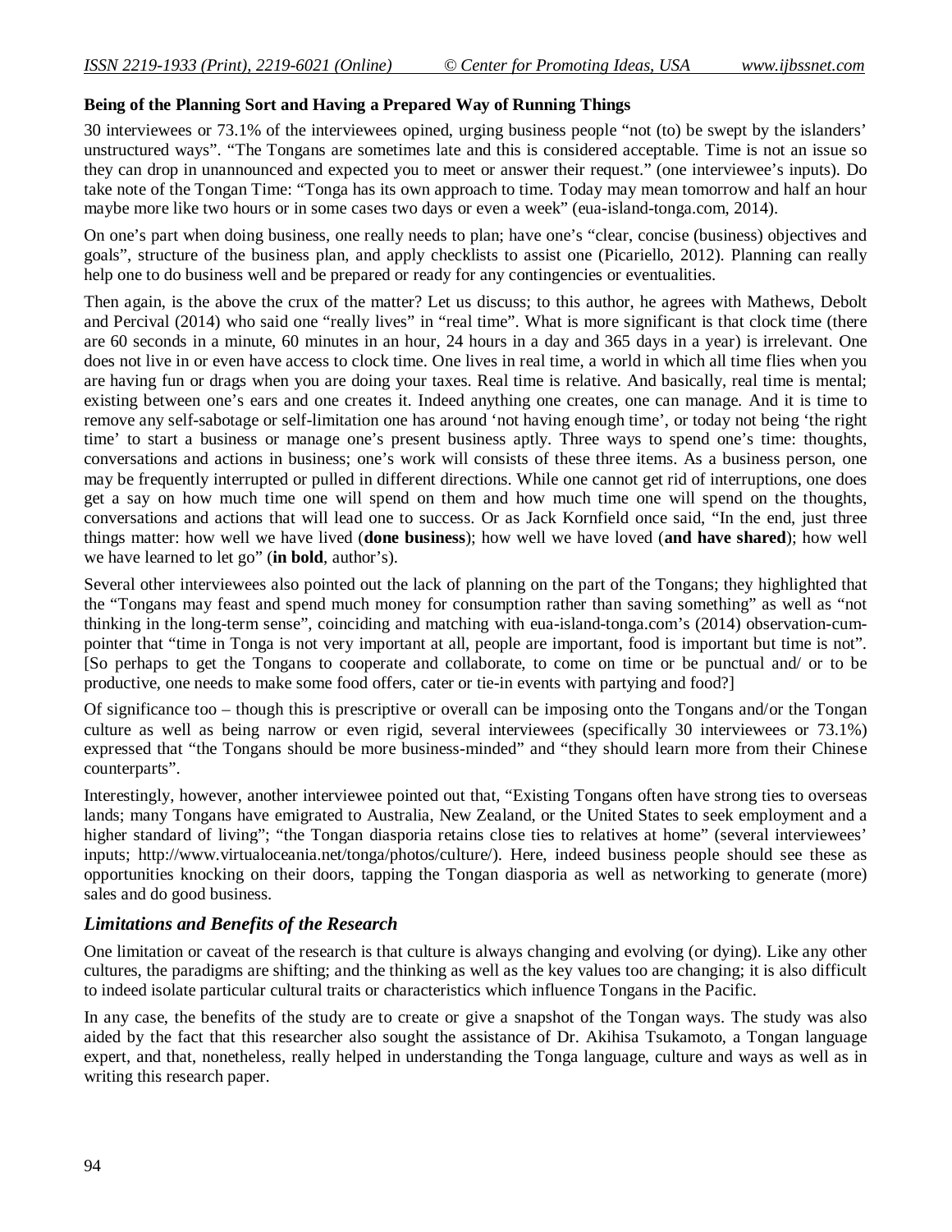**Being of the Planning Sort and Having a Prepared Way of Running Things**

30 interviewees or 73.1% of the interviewees opined, urging business people "not (to) be swept by the islanders' unstructured ways". "The Tongans are sometimes late and this is considered acceptable. Time is not an issue so they can drop in unannounced and expected you to meet or answer their request." (one interviewee's inputs). Do take note of the Tongan Time: "Tonga has its own approach to time. Today may mean tomorrow and half an hour maybe more like two hours or in some cases two days or even a week" (eua-island-tonga.com, 2014).

On one's part when doing business, one really needs to plan; have one's "clear, concise (business) objectives and goals", structure of the business plan, and apply checklists to assist one (Picariello, 2012). Planning can really help one to do business well and be prepared or ready for any contingencies or eventualities.

Then again, is the above the crux of the matter? Let us discuss; to this author, he agrees with Mathews, Debolt and Percival (2014) who said one "really lives" in "real time". What is more significant is that clock time (there are 60 seconds in a minute, 60 minutes in an hour, 24 hours in a day and 365 days in a year) is irrelevant. One does not live in or even have access to clock time. One lives in real time, a world in which all time flies when you are having fun or drags when you are doing your taxes. Real time is relative. And basically, real time is mental; existing between one's ears and one creates it. Indeed anything one creates, one can manage. And it is time to remove any self-sabotage or self-limitation one has around 'not having enough time', or today not being 'the right time' to start a business or manage one's present business aptly. Three ways to spend one's time: thoughts, conversations and actions in business; one's work will consists of these three items. As a business person, one may be frequently interrupted or pulled in different directions. While one cannot get rid of interruptions, one does get a say on how much time one will spend on them and how much time one will spend on the thoughts, conversations and actions that will lead one to success. Or as Jack Kornfield once said, "In the end, just three things matter: how well we have lived (**done business**); how well we have loved (**and have shared**); how well we have learned to let go" (**in bold**, author's).

Several other interviewees also pointed out the lack of planning on the part of the Tongans; they highlighted that the "Tongans may feast and spend much money for consumption rather than saving something" as well as "not thinking in the long-term sense", coinciding and matching with eua-island-tonga.com's (2014) observation-cum-pointer that "time in Tonga is not very important at all, people are important, food is important but time is not". [So perhaps to get the Tongans to cooperate and collaborate, to come on time or be punctual and/ or to be productive, one needs to make some food offers, cater or tie-in events with partying and food?]

Of significance too – though this is prescriptive or overall can be imposing onto the Tongans and/or the Tongan culture as well as being narrow or even rigid, several interviewees (specifically 30 interviewees or 73.1%) expressed that "the Tongans should be more business-minded" and "they should learn more from their Chinese counterparts".

Interestingly, however, another interviewee pointed out that, "Existing Tongans often have strong ties to overseas lands; many Tongans have emigrated to Australia, New Zealand, or the United States to seek employment and a higher standard of living"; "the Tongan diasporia retains close ties to relatives at home" (several interviewees' inputs; http://www.virtualoceania.net/tonga/photos/culture/). Here, indeed business people should see these as opportunities knocking on their doors, tapping the Tongan diasporia as well as networking to generate (more) sales and do good business.

## *Limitations and Benefits of the Research*

One limitation or caveat of the research is that culture is always changing and evolving (or dying). Like any other cultures, the paradigms are shifting; and the thinking as well as the key values too are changing; it is also difficult to indeed isolate particular cultural traits or characteristics which influence Tongans in the Pacific.

In any case, the benefits of the study are to create or give a snapshot of the Tongan ways. The study was also aided by the fact that this researcher also sought the assistance of Dr. Akihisa Tsukamoto, a Tongan language expert, and that, nonetheless, really helped in understanding the Tonga language, culture and ways as well as in writing this research paper.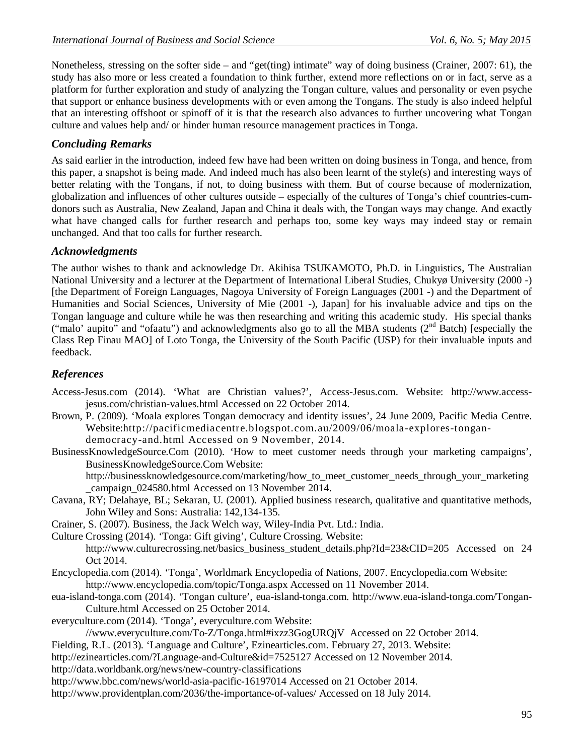Nonetheless, stressing on the softer side – and "get(ting) intimate" way of doing business (Crainer, 2007: 61), the study has also more or less created a foundation to think further, extend more reflections on or in fact, serve as a platform for further exploration and study of analyzing the Tongan culture, values and personality or even psyche that support or enhance business developments with or even among the Tongans. The study is also indeed helpful that an interesting offshoot or spinoff of it is that the research also advances to further uncovering what Tongan culture and values help and/ or hinder human resource management practices in Tonga.

## *Concluding Remarks*

As said earlier in the introduction, indeed few have had been written on doing business in Tonga, and hence, from this paper, a snapshot is being made. And indeed much has also been learnt of the style(s) and interesting ways of better relating with the Tongans, if not, to doing business with them. But of course because of modernization, globalization and influences of other cultures outside – especially of the cultures of Tonga's chief countries-cum-donors such as Australia, New Zealand, Japan and China it deals with, the Tongan ways may change. And exactly what have changed calls for further research and perhaps too, some key ways may indeed stay or remain unchanged. And that too calls for further research.

## *Acknowledgments*

The author wishes to thank and acknowledge Dr. Akihisa TSUKAMOTO, Ph.D. in Linguistics, The Australian National University and a lecturer at the Department of International Liberal Studies, Chukyø University (2000 -) [the Department of Foreign Languages, Nagoya University of Foreign Languages (2001 -) and the Department of Humanities and Social Sciences, University of Mie (2001 -), Japan] for his invaluable advice and tips on the Tongan language and culture while he was then researching and writing this academic study. His special thanks ("malo' aupito" and "ofaatu") and acknowledgments also go to all the MBA students (2nd Batch) [especially the Class Rep Finau MAO] of Loto Tonga, the University of the South Pacific (USP) for their invaluable inputs and feedback.

## *References*

Access-Jesus.com (2014). 'What are Christian values?', Access-Jesus.com. Website: http://www.access-jesus.com/christian-values.html Accessed on 22 October 2014.

Brown, P. (2009). 'Moala explores Tongan democracy and identity issues', 24 June 2009, Pacific Media Centre. Website:http://pacificmediacentre.blogspot.com.au/2009/06/moala-explores-tongan-democracy-and.html Accessed on 9 November, 2014.

BusinessKnowledgeSource.Com (2010). 'How to meet customer needs through your marketing campaigns', BusinessKnowledgeSource.Com Website: http://businessknowledgesource.com/marketing/how_to_meet_customer_needs_through_your_marketing_campaign_024580.html Accessed on 13 November 2014.

Cavana, RY; Delahaye, BL; Sekaran, U. (2001). Applied business research, qualitative and quantitative methods, John Wiley and Sons: Australia: 142,134-135.

Crainer, S. (2007). Business, the Jack Welch way, Wiley-India Pvt. Ltd.: India.

Culture Crossing (2014). 'Tonga: Gift giving', Culture Crossing. Website: http://www.culturecrossing.net/basics_business_student_details.php?Id=23&CID=205 Accessed on 24 Oct 2014.

Encyclopedia.com (2014). 'Tonga', Worldmark Encyclopedia of Nations, 2007. Encyclopedia.com Website: http://www.encyclopedia.com/topic/Tonga.aspx Accessed on 11 November 2014.

eua-island-tonga.com (2014). 'Tongan culture', eua-island-tonga.com. http://www.eua-island-tonga.com/Tongan-Culture.html Accessed on 25 October 2014.

everyculture.com (2014). 'Tonga', everyculture.com Website: //www.everyculture.com/To-Z/Tonga.html#ixzz3GogURQjV Accessed on 22 October 2014.

Fielding, R.L. (2013). 'Language and Culture', Ezinearticles.com. February 27, 2013. Website: http://ezinearticles.com/?Language-and-Culture&id=7525127 Accessed on 12 November 2014.

http://data.worldbank.org/news/new-country-classifications

http://www.bbc.com/news/world-asia-pacific-16197014 Accessed on 21 October 2014.

http://www.providentplan.com/2036/the-importance-of-values/ Accessed on 18 July 2014.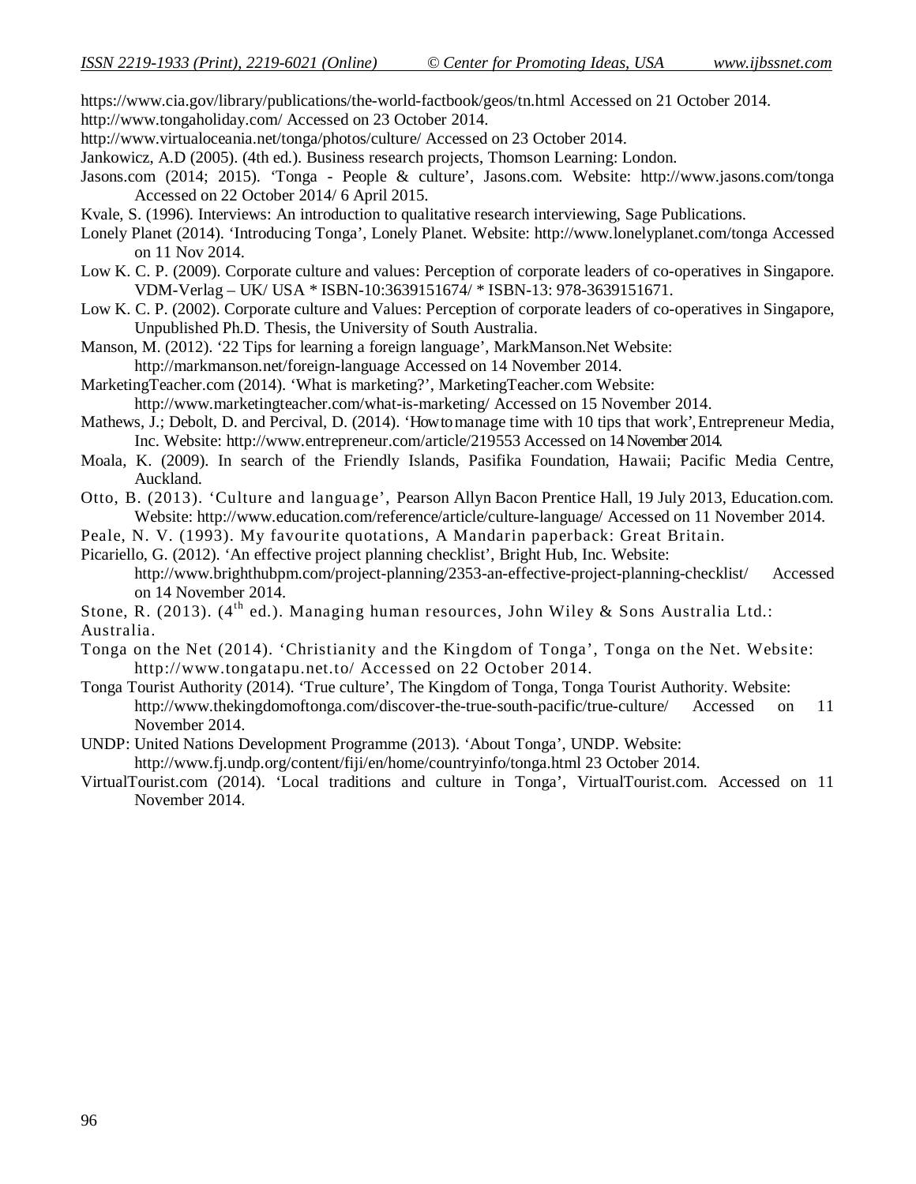https://www.cia.gov/library/publications/the-world-factbook/geos/tn.html Accessed on 21 October 2014.

http://www.tongaholiday.com/ Accessed on 23 October 2014.

http://www.virtualoceania.net/tonga/photos/culture/ Accessed on 23 October 2014.

Jankowicz, A.D (2005). (4th ed.). Business research projects, Thomson Learning: London.

Jasons.com (2014; 2015). 'Tonga - People & culture', Jasons.com. Website: http://www.jasons.com/tonga Accessed on 22 October 2014/ 6 April 2015.

Kvale, S. (1996). Interviews: An introduction to qualitative research interviewing, Sage Publications.

Lonely Planet (2014). 'Introducing Tonga', Lonely Planet. Website: http://www.lonelyplanet.com/tonga Accessed on 11 Nov 2014.

Low K. C. P. (2009). Corporate culture and values: Perception of corporate leaders of co-operatives in Singapore. VDM-Verlag – UK/ USA * ISBN-10:3639151674/ * ISBN-13: 978-3639151671.

Low K. C. P. (2002). Corporate culture and Values: Perception of corporate leaders of co-operatives in Singapore, Unpublished Ph.D. Thesis, the University of South Australia.

Manson, M. (2012). '22 Tips for learning a foreign language', MarkManson.Net Website: http://markmanson.net/foreign-language Accessed on 14 November 2014.

MarketingTeacher.com (2014). 'What is marketing?', MarketingTeacher.com Website: http://www.marketingteacher.com/what-is-marketing/ Accessed on 15 November 2014.

Mathews, J.; Debolt, D. and Percival, D. (2014). 'How to manage time with 10 tips that work', Entrepreneur Media, Inc. Website: http://www.entrepreneur.com/article/219553 Accessed on 14 November 2014.

Moala, K. (2009). In search of the Friendly Islands, Pasifika Foundation, Hawaii; Pacific Media Centre, Auckland.

Otto, B. (2013). 'Culture and language', Pearson Allyn Bacon Prentice Hall, 19 July 2013, Education.com. Website: http://www.education.com/reference/article/culture-language/ Accessed on 11 November 2014.

Peale, N. V. (1993). My favourite quotations, A Mandarin paperback: Great Britain.

Picariello, G. (2012). 'An effective project planning checklist', Bright Hub, Inc. Website: http://www.brighthubpm.com/project-planning/2353-an-effective-project-planning-checklist/ Accessed on 14 November 2014.

Stone, R. (2013). (4th ed.). Managing human resources, John Wiley & Sons Australia Ltd.: Australia.

Tonga on the Net (2014). 'Christianity and the Kingdom of Tonga', Tonga on the Net. Website: http://www.tongatapu.net.to/ Accessed on 22 October 2014.

Tonga Tourist Authority (2014). 'True culture', The Kingdom of Tonga, Tonga Tourist Authority. Website: http://www.thekingdomoftonga.com/discover-the-true-south-pacific/true-culture/ Accessed on 11 November 2014.

UNDP: United Nations Development Programme (2013). 'About Tonga', UNDP. Website: http://www.fj.undp.org/content/fiji/en/home/countryinfo/tonga.html 23 October 2014.

VirtualTourist.com (2014). 'Local traditions and culture in Tonga', VirtualTourist.com. Accessed on 11 November 2014.